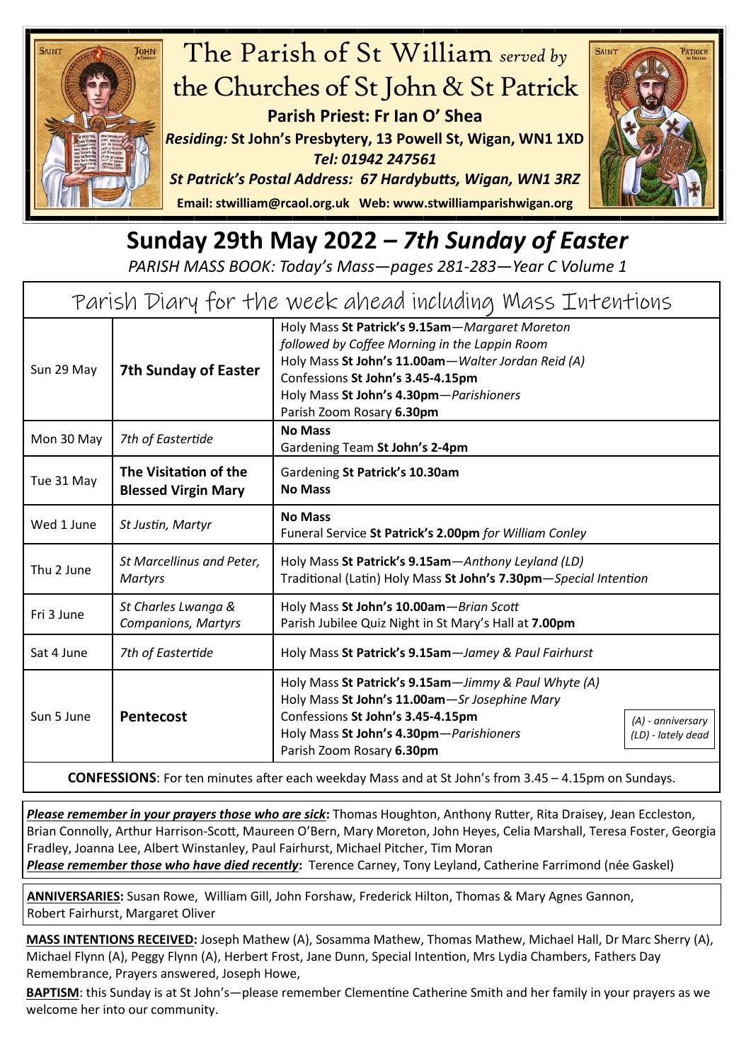# The Parish of St William *served by* the Churches of St John & St Patrick

**Parish Priest: Fr Ian O' Shea**

***Residing:* St John's Presbytery, 13 Powell St, Wigan, WN1 1XD**

***Tel: 01942 247561***

***St Patrick's Postal Address: 67 Hardybutts, Wigan, WN1 3RZ***

**Email: stwilliam@rcaol.org.uk Web: www.stwilliamparishwigan.org**

## Sunday 29th May 2022 – *7th Sunday of Easter*

*PARISH MASS BOOK: Today's Mass—pages 281-283—Year C Volume 1*

### Parish Diary for the week ahead including Mass Intentions

| | | |
|---|---|---|
| Sun 29 May | **7th Sunday of Easter** | Holy Mass **St Patrick's 9.15am**—*Margaret Moreton* <br> *followed by Coffee Morning in the Lappin Room* <br> Holy Mass **St John's 11.00am**—*Walter Jordan Reid (A)* <br> Confessions **St John's 3.45-4.15pm** <br> Holy Mass **St John's 4.30pm**—*Parishioners* <br> Parish Zoom Rosary **6.30pm** |
| Mon 30 May | *7th of Eastertide* | **No Mass** <br> Gardening Team **St John's 2-4pm** |
| Tue 31 May | **The Visitation of the Blessed Virgin Mary** | Gardening **St Patrick's 10.30am** <br> **No Mass** |
| Wed 1 June | *St Justin, Martyr* | **No Mass** <br> Funeral Service **St Patrick's 2.00pm** *for William Conley* |
| Thu 2 June | *St Marcellinus and Peter, Martyrs* | Holy Mass **St Patrick's 9.15am**—*Anthony Leyland (LD)* <br> Traditional (Latin) Holy Mass **St John's 7.30pm**—*Special Intention* |
| Fri 3 June | *St Charles Lwanga & Companions, Martyrs* | Holy Mass **St John's 10.00am**—*Brian Scott* <br> Parish Jubilee Quiz Night in St Mary's Hall at **7.00pm** |
| Sat 4 June | *7th of Eastertide* | Holy Mass **St Patrick's 9.15am**—*Jamey & Paul Fairhurst* |
| Sun 5 June | **Pentecost** | Holy Mass **St Patrick's 9.15am**—*Jimmy & Paul Whyte (A)* <br> Holy Mass **St John's 11.00am**—*Sr Josephine Mary* <br> Confessions **St John's 3.45-4.15pm** <br> Holy Mass **St John's 4.30pm**—*Parishioners* <br> Parish Zoom Rosary **6.30pm** <br> *(A) - anniversary* <br> *(LD) - lately dead* |

**CONFESSIONS**: For ten minutes after each weekday Mass and at St John's from 3.45 – 4.15pm on Sundays.

***Please remember in your prayers those who are sick*:** Thomas Houghton, Anthony Rutter, Rita Draisey, Jean Eccleston, Brian Connolly, Arthur Harrison-Scott, Maureen O'Bern, Mary Moreton, John Heyes, Celia Marshall, Teresa Foster, Georgia Fradley, Joanna Lee, Albert Winstanley, Paul Fairhurst, Michael Pitcher, Tim Moran

***Please remember those who have died recently*:** Terence Carney, Tony Leyland, Catherine Farrimond (née Gaskel)

**ANNIVERSARIES:** Susan Rowe, William Gill, John Forshaw, Frederick Hilton, Thomas & Mary Agnes Gannon, Robert Fairhurst, Margaret Oliver

**MASS INTENTIONS RECEIVED:** Joseph Mathew (A), Sosamma Mathew, Thomas Mathew, Michael Hall, Dr Marc Sherry (A), Michael Flynn (A), Peggy Flynn (A), Herbert Frost, Jane Dunn, Special Intention, Mrs Lydia Chambers, Fathers Day Remembrance, Prayers answered, Joseph Howe,

**BAPTISM**: this Sunday is at St John's—please remember Clementine Catherine Smith and her family in your prayers as we welcome her into our community.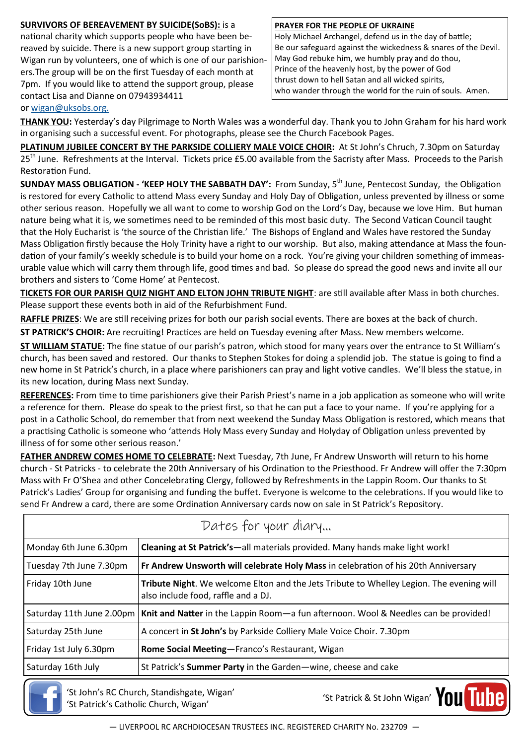**SURVIVORS OF BEREAVEMENT BY SUICIDE(SoBS):** is a national charity which supports people who have been bereaved by suicide. There is a new support group starting in Wigan run by volunteers, one of which is one of our parishioners.The group will be on the first Tuesday of each month at 7pm. If you would like to attend the support group, please contact Lisa and Dianne on 07943934411 or wigan@uksobs.org.

**PRAYER FOR THE PEOPLE OF UKRAINE**

Holy Michael Archangel, defend us in the day of battle;
Be our safeguard against the wickedness & snares of the Devil.
May God rebuke him, we humbly pray and do thou,
Prince of the heavenly host, by the power of God
thrust down to hell Satan and all wicked spirits,
who wander through the world for the ruin of souls. Amen.

**THANK YOU:** Yesterday's day Pilgrimage to North Wales was a wonderful day. Thank you to John Graham for his hard work in organising such a successful event. For photographs, please see the Church Facebook Pages.

**PLATINUM JUBILEE CONCERT BY THE PARKSIDE COLLIERY MALE VOICE CHOIR:** At St John's Chruch, 7.30pm on Saturday 25th June. Refreshments at the Interval. Tickets price £5.00 available from the Sacristy after Mass. Proceeds to the Parish Restoration Fund.

**SUNDAY MASS OBLIGATION - 'KEEP HOLY THE SABBATH DAY':** From Sunday, 5th June, Pentecost Sunday, the Obligation is restored for every Catholic to attend Mass every Sunday and Holy Day of Obligation, unless prevented by illness or some other serious reason. Hopefully we all want to come to worship God on the Lord's Day, because we love Him. But human nature being what it is, we sometimes need to be reminded of this most basic duty. The Second Vatican Council taught that the Holy Eucharist is 'the source of the Christian life.' The Bishops of England and Wales have restored the Sunday Mass Obligation firstly because the Holy Trinity have a right to our worship. But also, making attendance at Mass the foundation of your family's weekly schedule is to build your home on a rock. You're giving your children something of immeasurable value which will carry them through life, good times and bad. So please do spread the good news and invite all our brothers and sisters to 'Come Home' at Pentecost.

**TICKETS FOR OUR PARISH QUIZ NIGHT AND ELTON JOHN TRIBUTE NIGHT**: are still available after Mass in both churches. Please support these events both in aid of the Refurbishment Fund.

**RAFFLE PRIZES**: We are still receiving prizes for both our parish social events. There are boxes at the back of church.

**ST PATRICK'S CHOIR:** Are recruiting! Practices are held on Tuesday evening after Mass. New members welcome.

**ST WILLIAM STATUE:** The fine statue of our parish's patron, which stood for many years over the entrance to St William's church, has been saved and restored. Our thanks to Stephen Stokes for doing a splendid job. The statue is going to find a new home in St Patrick's church, in a place where parishioners can pray and light votive candles. We'll bless the statue, in its new location, during Mass next Sunday.

**REFERENCES:** From time to time parishioners give their Parish Priest's name in a job application as someone who will write a reference for them. Please do speak to the priest first, so that he can put a face to your name. If you're applying for a post in a Catholic School, do remember that from next weekend the Sunday Mass Obligation is restored, which means that a practising Catholic is someone who 'attends Holy Mass every Sunday and Holyday of Obligation unless prevented by illness of for some other serious reason.'

**FATHER ANDREW COMES HOME TO CELEBRATE:** Next Tuesday, 7th June, Fr Andrew Unsworth will return to his home church - St Patricks - to celebrate the 20th Anniversary of his Ordination to the Priesthood. Fr Andrew will offer the 7:30pm Mass with Fr O'Shea and other Concelebrating Clergy, followed by Refreshments in the Lappin Room. Our thanks to St Patrick's Ladies' Group for organising and funding the buffet. Everyone is welcome to the celebrations. If you would like to send Fr Andrew a card, there are some Ordination Anniversary cards now on sale in St Patrick's Repository.

## Dates for your diary...

| | |
|---|---|
| Monday 6th June 6.30pm | **Cleaning at St Patrick's**—all materials provided. Many hands make light work! |
| Tuesday 7th June 7.30pm | **Fr Andrew Unsworth will celebrate Holy Mass** in celebration of his 20th Anniversary |
| Friday 10th June | **Tribute Night**. We welcome Elton and the Jets Tribute to Whelley Legion. The evening will also include food, raffle and a DJ. |
| Saturday 11th June 2.00pm | **Knit and Natter** in the Lappin Room—a fun afternoon. Wool & Needles can be provided! |
| Saturday 25th June | A concert in **St John's** by Parkside Colliery Male Voice Choir. 7.30pm |
| Friday 1st July 6.30pm | **Rome Social Meeting**—Franco's Restaurant, Wigan |
| Saturday 16th July | St Patrick's **Summer Party** in the Garden—wine, cheese and cake |

'St John's RC Church, Standishgate, Wigan'
'St Patrick's Catholic Church, Wigan'

'St Patrick & St John Wigan' YouTube

— LIVERPOOL RC ARCHDIOCESAN TRUSTEES INC. REGISTERED CHARITY No. 232709 —